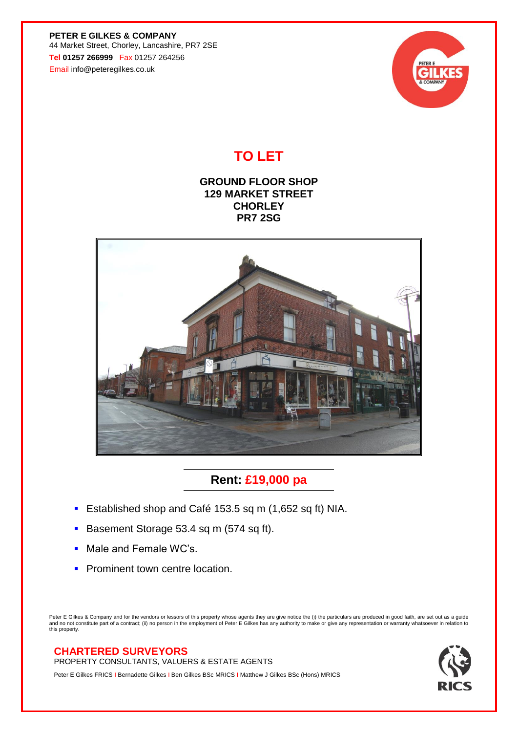**PETER E GILKES & COMPANY**
44 Market Street, Chorley, Lancashire, PR7 2SE
**Tel 01257 266999** Fax 01257 264256
Email info@peteregilkes.co.uk

# TO LET

## GROUND FLOOR SHOP
## 129 MARKET STREET
## CHORLEY
## PR7 2SG

## Rent: £19,000 pa

- Established shop and Café 153.5 sq m (1,652 sq ft) NIA.
- Basement Storage 53.4 sq m (574 sq ft).
- Male and Female WC's.
- Prominent town centre location.

Peter E Gilkes & Company and for the vendors or lessors of this property whose agents they are give notice the (i) the particulars are produced in good faith, are set out as a guide and no not constitute part of a contract; (ii) no person in the employment of Peter E Gilkes has any authority to make or give any representation or warranty whatsoever in relation to this property.

**CHARTERED SURVEYORS**
PROPERTY CONSULTANTS, VALUERS & ESTATE AGENTS

Peter E Gilkes FRICS | Bernadette Gilkes | Ben Gilkes BSc MRICS | Matthew J Gilkes BSc (Hons) MRICS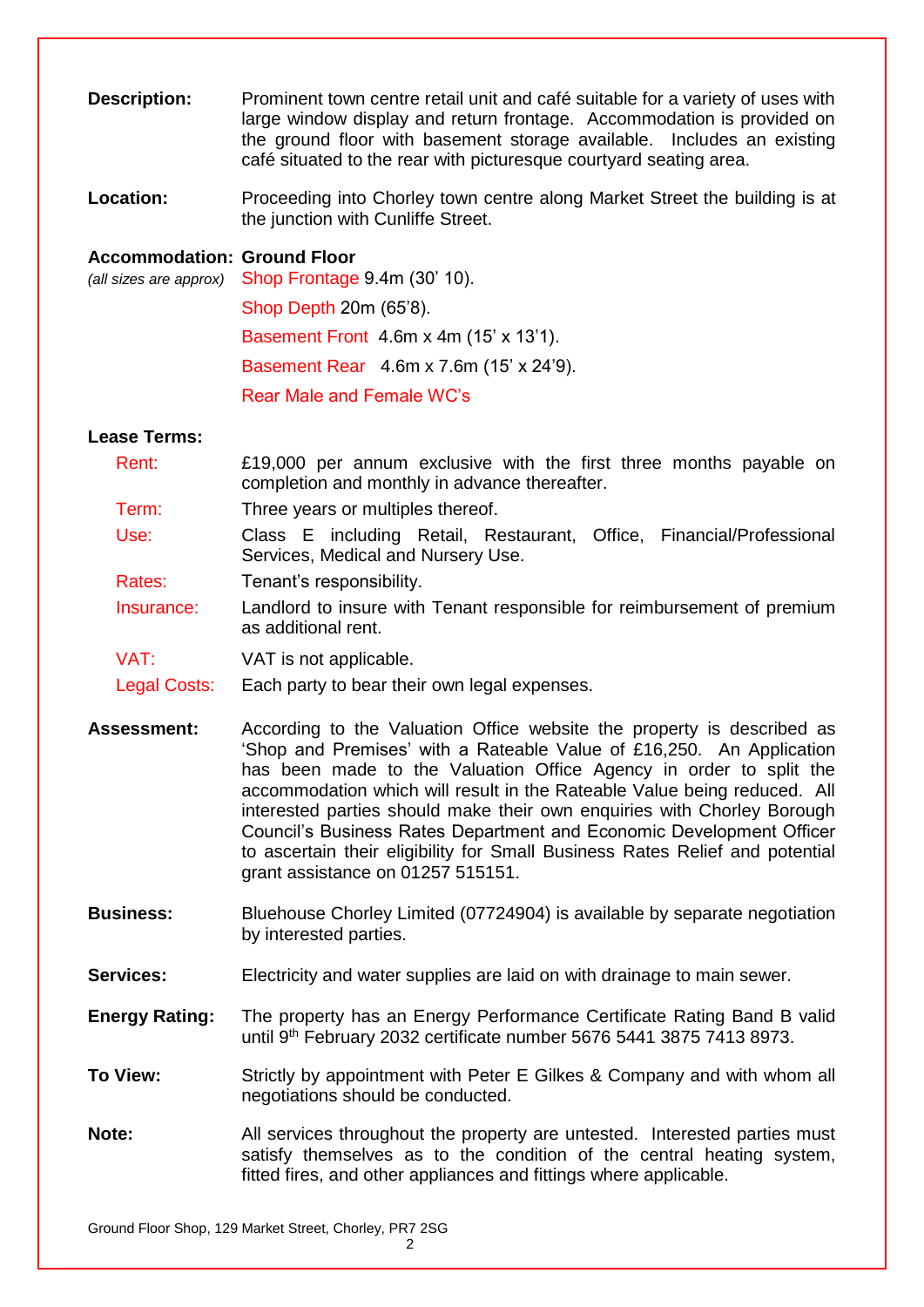**Description:** Prominent town centre retail unit and café suitable for a variety of uses with large window display and return frontage. Accommodation is provided on the ground floor with basement storage available. Includes an existing café situated to the rear with picturesque courtyard seating area.

**Location:** Proceeding into Chorley town centre along Market Street the building is at the junction with Cunliffe Street.

**Accommodation:** **Ground Floor**
*(all sizes are approx)*

Shop Frontage 9.4m (30' 10).

Shop Depth 20m (65'8).

Basement Front 4.6m x 4m (15' x 13'1).

Basement Rear 4.6m x 7.6m (15' x 24'9).

Rear Male and Female WC's

**Lease Terms:**

Rent: £19,000 per annum exclusive with the first three months payable on completion and monthly in advance thereafter.

Term: Three years or multiples thereof.

Use: Class E including Retail, Restaurant, Office, Financial/Professional Services, Medical and Nursery Use.

Rates: Tenant's responsibility.

Insurance: Landlord to insure with Tenant responsible for reimbursement of premium as additional rent.

VAT: VAT is not applicable.

Legal Costs: Each party to bear their own legal expenses.

**Assessment:** According to the Valuation Office website the property is described as 'Shop and Premises' with a Rateable Value of £16,250. An Application has been made to the Valuation Office Agency in order to split the accommodation which will result in the Rateable Value being reduced. All interested parties should make their own enquiries with Chorley Borough Council's Business Rates Department and Economic Development Officer to ascertain their eligibility for Small Business Rates Relief and potential grant assistance on 01257 515151.

**Business:** Bluehouse Chorley Limited (07724904) is available by separate negotiation by interested parties.

**Services:** Electricity and water supplies are laid on with drainage to main sewer.

**Energy Rating:** The property has an Energy Performance Certificate Rating Band B valid until 9th February 2032 certificate number 5676 5441 3875 7413 8973.

**To View:** Strictly by appointment with Peter E Gilkes & Company and with whom all negotiations should be conducted.

**Note:** All services throughout the property are untested. Interested parties must satisfy themselves as to the condition of the central heating system, fitted fires, and other appliances and fittings where applicable.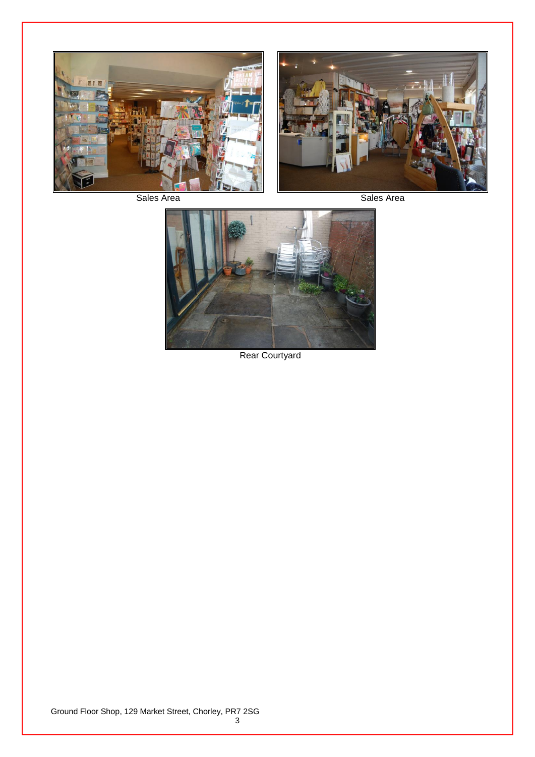Sales Area

Sales Area

Rear Courtyard